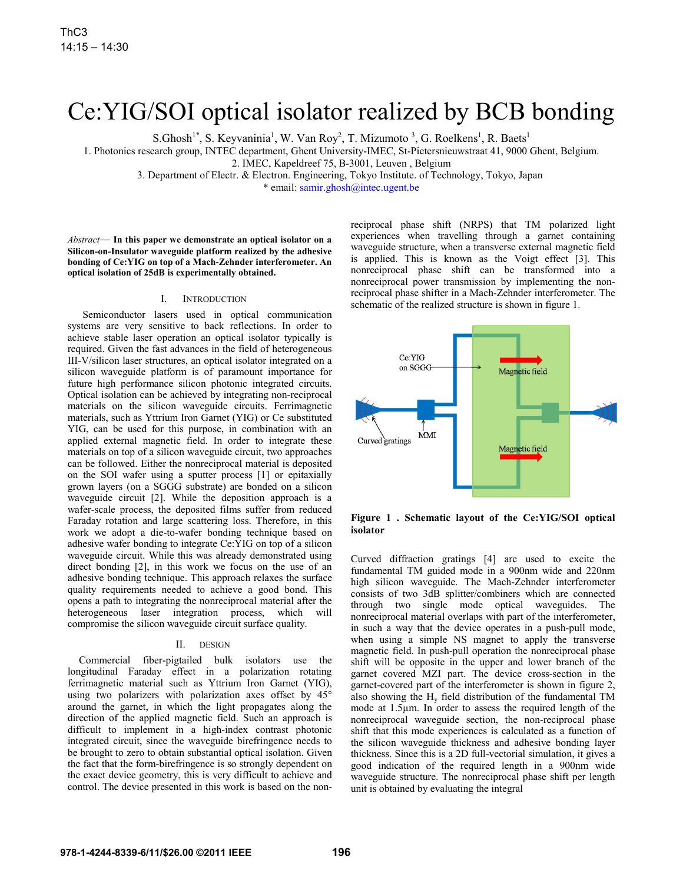ThC3
14:15 – 14:30

# Ce:YIG/SOI optical isolator realized by BCB bonding

S.Ghosh[1*], S. Keyvaninia[1], W. Van Roy[2], T. Mizumoto[3], G. Roelkens[1], R. Baets[1]

1. Photonics research group, INTEC department, Ghent University-IMEC, St-Pietersnieuwstraat 41, 9000 Ghent, Belgium.
2. IMEC, Kapeldreef 75, B-3001, Leuven , Belgium
3. Department of Electr. & Electron. Engineering, Tokyo Institute. of Technology, Tokyo, Japan

\* email: samir.ghosh@intec.ugent.be

*Abstract*— **In this paper we demonstrate an optical isolator on a Silicon-on-Insulator waveguide platform realized by the adhesive bonding of Ce:YIG on top of a Mach-Zehnder interferometer. An optical isolation of 25dB is experimentally obtained.**

## I. Introduction

Semiconductor lasers used in optical communication systems are very sensitive to back reflections. In order to achieve stable laser operation an optical isolator typically is required. Given the fast advances in the field of heterogeneous III-V/silicon laser structures, an optical isolator integrated on a silicon waveguide platform is of paramount importance for future high performance silicon photonic integrated circuits. Optical isolation can be achieved by integrating non-reciprocal materials on the silicon waveguide circuits. Ferrimagnetic materials, such as Yttrium Iron Garnet (YIG) or Ce substituted YIG, can be used for this purpose, in combination with an applied external magnetic field. In order to integrate these materials on top of a silicon waveguide circuit, two approaches can be followed. Either the nonreciprocal material is deposited on the SOI wafer using a sputter process [1] or epitaxially grown layers (on a SGGG substrate) are bonded on a silicon waveguide circuit [2]. While the deposition approach is a wafer-scale process, the deposited films suffer from reduced Faraday rotation and large scattering loss. Therefore, in this work we adopt a die-to-wafer bonding technique based on adhesive wafer bonding to integrate Ce:YIG on top of a silicon waveguide circuit. While this was already demonstrated using direct bonding [2], in this work we focus on the use of an adhesive bonding technique. This approach relaxes the surface quality requirements needed to achieve a good bond. This opens a path to integrating the nonreciprocal material after the heterogeneous laser integration process, which will compromise the silicon waveguide circuit surface quality.

## II. Design

Commercial fiber-pigtailed bulk isolators use the longitudinal Faraday effect in a polarization rotating ferrimagnetic material such as Yttrium Iron Garnet (YIG), using two polarizers with polarization axes offset by 45° around the garnet, in which the light propagates along the direction of the applied magnetic field. Such an approach is difficult to implement in a high-index contrast photonic integrated circuit, since the waveguide birefringence needs to be brought to zero to obtain substantial optical isolation. Given the fact that the form-birefringence is so strongly dependent on the exact device geometry, this is very difficult to achieve and control. The device presented in this work is based on the non-reciprocal phase shift (NRPS) that TM polarized light experiences when travelling through a garnet containing waveguide structure, when a transverse external magnetic field is applied. This is known as the Voigt effect [3]. This nonreciprocal phase shift can be transformed into a nonreciprocal power transmission by implementing the non-reciprocal phase shifter in a Mach-Zehnder interferometer. The schematic of the realized structure is shown in figure 1.

Ce:YIG on SGGG
Magnetic field
Curved gratings
MMI
Magnetic field

**Figure 1 . Schematic layout of the Ce:YIG/SOI optical isolator**

Curved diffraction gratings [4] are used to excite the fundamental TM guided mode in a 900nm wide and 220nm high silicon waveguide. The Mach-Zehnder interferometer consists of two 3dB splitter/combiners which are connected through two single mode optical waveguides. The nonreciprocal material overlaps with part of the interferometer, in such a way that the device operates in a push-pull mode, when using a simple NS magnet to apply the transverse magnetic field. In push-pull operation the nonreciprocal phase shift will be opposite in the upper and lower branch of the garnet covered MZI part. The device cross-section in the garnet-covered part of the interferometer is shown in figure 2, also showing the $H_y$ field distribution of the fundamental TM mode at 1.5µm. In order to assess the required length of the nonreciprocal waveguide section, the non-reciprocal phase shift that this mode experiences is calculated as a function of the silicon waveguide thickness and adhesive bonding layer thickness. Since this is a 2D full-vectorial simulation, it gives a good indication of the required length in a 900nm wide waveguide structure. The nonreciprocal phase shift per length unit is obtained by evaluating the integral

978-1-4244-8339-6/11/$26.00 ©2011 IEEE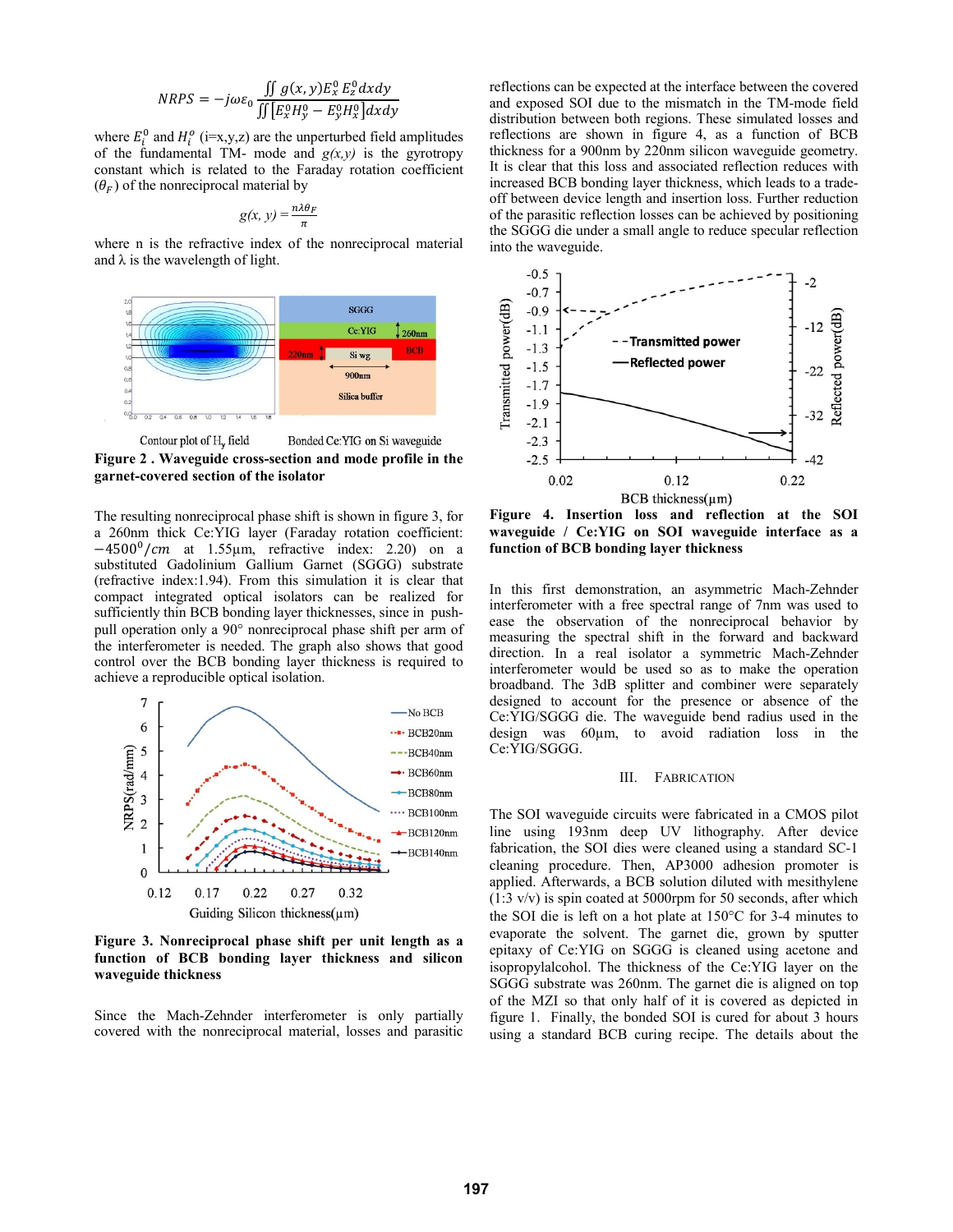$$NRPS = -j\omega\varepsilon_0 \frac{\iint g(x,y) E_x^0 E_z^0 dxdy}{\iint [E_x^0 H_y^0 - E_y^0 H_x^0] dxdy}$$

where $E_i^0$ and $H_i^o$ (i=x,y,z) are the unperturbed field amplitudes of the fundamental TM- mode and *g(x,y)* is the gyrotropy constant which is related to the Faraday rotation coefficient ($\theta_F$) of the nonreciprocal material by

$$g(x,y) = \frac{n\lambda\theta_F}{\pi}$$

where n is the refractive index of the nonreciprocal material and λ is the wavelength of light.

Contour plot of $H_y$ field    Bonded Ce:YIG on Si waveguide

**Figure 2 . Waveguide cross-section and mode profile in the garnet-covered section of the isolator**

The resulting nonreciprocal phase shift is shown in figure 3, for a 260nm thick Ce:YIG layer (Faraday rotation coefficient: $-4500^0/cm$ at 1.55μm, refractive index: 2.20) on a substituted Gadolinium Gallium Garnet (SGGG) substrate (refractive index:1.94). From this simulation it is clear that compact integrated optical isolators can be realized for sufficiently thin BCB bonding layer thicknesses, since in push-pull operation only a 90° nonreciprocal phase shift per arm of the interferometer is needed. The graph also shows that good control over the BCB bonding layer thickness is required to achieve a reproducible optical isolation.

**Figure 3. Nonreciprocal phase shift per unit length as a function of BCB bonding layer thickness and silicon waveguide thickness**

Since the Mach-Zehnder interferometer is only partially covered with the nonreciprocal material, losses and parasitic reflections can be expected at the interface between the covered and exposed SOI due to the mismatch in the TM-mode field distribution between both regions. These simulated losses and reflections are shown in figure 4, as a function of BCB thickness for a 900nm by 220nm silicon waveguide geometry. It is clear that this loss and associated reflection reduces with increased BCB bonding layer thickness, which leads to a trade-off between device length and insertion loss. Further reduction of the parasitic reflection losses can be achieved by positioning the SGGG die under a small angle to reduce specular reflection into the waveguide.

**Figure 4. Insertion loss and reflection at the SOI waveguide / Ce:YIG on SOI waveguide interface as a function of BCB bonding layer thickness**

In this first demonstration, an asymmetric Mach-Zehnder interferometer with a free spectral range of 7nm was used to ease the observation of the nonreciprocal behavior by measuring the spectral shift in the forward and backward direction. In a real isolator a symmetric Mach-Zehnder interferometer would be used so as to make the operation broadband. The 3dB splitter and combiner were separately designed to account for the presence or absence of the Ce:YIG/SGGG die. The waveguide bend radius used in the design was 60μm, to avoid radiation loss in the Ce:YIG/SGGG.

## III. Fabrication

The SOI waveguide circuits were fabricated in a CMOS pilot line using 193nm deep UV lithography. After device fabrication, the SOI dies were cleaned using a standard SC-1 cleaning procedure. Then, AP3000 adhesion promoter is applied. Afterwards, a BCB solution diluted with mesithylene (1:3 v/v) is spin coated at 5000rpm for 50 seconds, after which the SOI die is left on a hot plate at 150°C for 3-4 minutes to evaporate the solvent. The garnet die, grown by sputter epitaxy of Ce:YIG on SGGG is cleaned using acetone and isopropylalcohol. The thickness of the Ce:YIG layer on the SGGG substrate was 260nm. The garnet die is aligned on top of the MZI so that only half of it is covered as depicted in figure 1. Finally, the bonded SOI is cured for about 3 hours using a standard BCB curing recipe. The details about the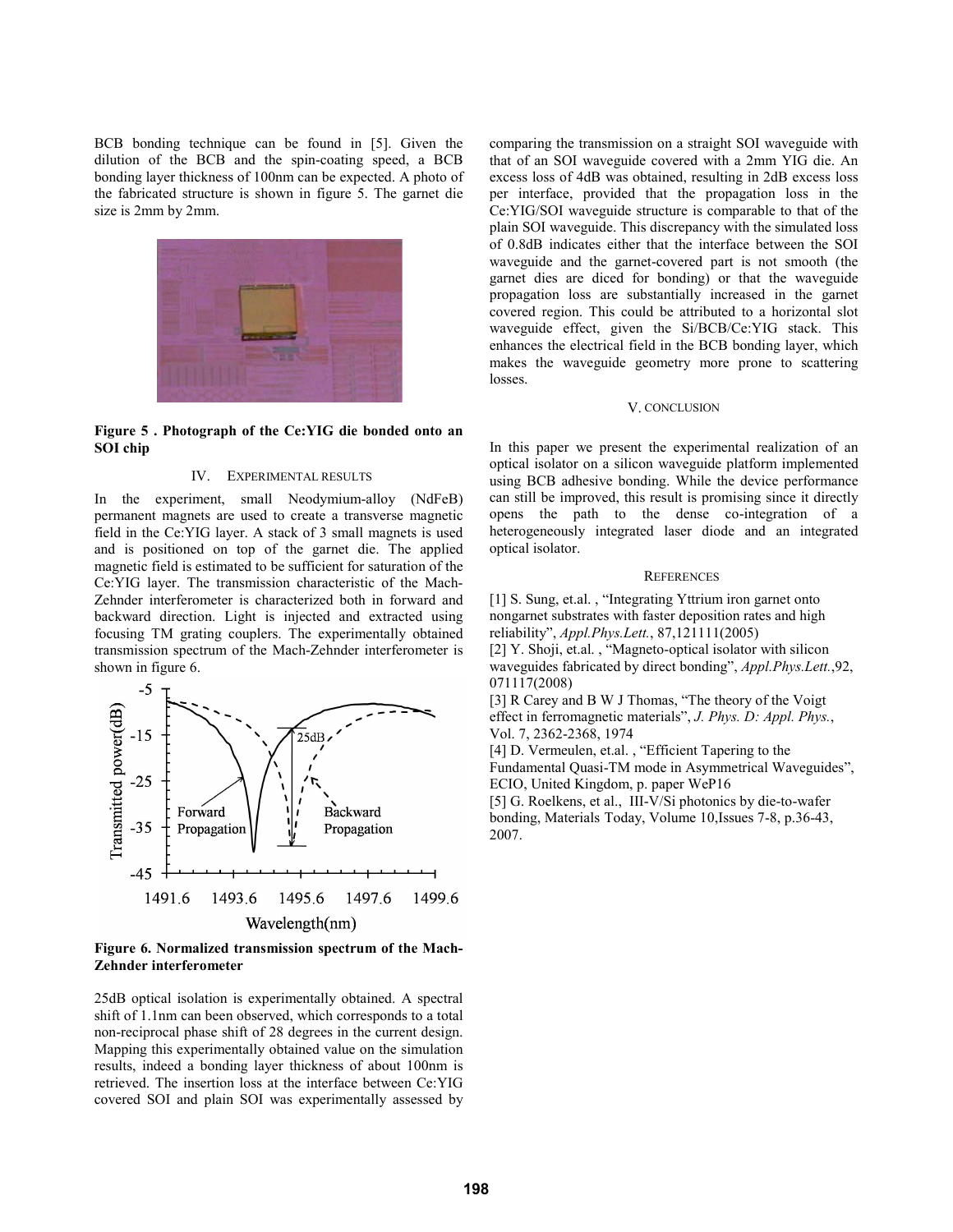BCB bonding technique can be found in [5]. Given the dilution of the BCB and the spin-coating speed, a BCB bonding layer thickness of 100nm can be expected. A photo of the fabricated structure is shown in figure 5. The garnet die size is 2mm by 2mm.

**Figure 5 . Photograph of the Ce:YIG die bonded onto an SOI chip**

## IV. EXPERIMENTAL RESULTS

In the experiment, small Neodymium-alloy (NdFeB) permanent magnets are used to create a transverse magnetic field in the Ce:YIG layer. A stack of 3 small magnets is used and is positioned on top of the garnet die. The applied magnetic field is estimated to be sufficient for saturation of the Ce:YIG layer. The transmission characteristic of the Mach-Zehnder interferometer is characterized both in forward and backward direction. Light is injected and extracted using focusing TM grating couplers. The experimentally obtained transmission spectrum of the Mach-Zehnder interferometer is shown in figure 6.

**Figure 6. Normalized transmission spectrum of the Mach-Zehnder interferometer**

25dB optical isolation is experimentally obtained. A spectral shift of 1.1nm can been observed, which corresponds to a total non-reciprocal phase shift of 28 degrees in the current design. Mapping this experimentally obtained value on the simulation results, indeed a bonding layer thickness of about 100nm is retrieved. The insertion loss at the interface between Ce:YIG covered SOI and plain SOI was experimentally assessed by comparing the transmission on a straight SOI waveguide with that of an SOI waveguide covered with a 2mm YIG die. An excess loss of 4dB was obtained, resulting in 2dB excess loss per interface, provided that the propagation loss in the Ce:YIG/SOI waveguide structure is comparable to that of the plain SOI waveguide. This discrepancy with the simulated loss of 0.8dB indicates either that the interface between the SOI waveguide and the garnet-covered part is not smooth (the garnet dies are diced for bonding) or that the waveguide propagation loss are substantially increased in the garnet covered region. This could be attributed to a horizontal slot waveguide effect, given the Si/BCB/Ce:YIG stack. This enhances the electrical field in the BCB bonding layer, which makes the waveguide geometry more prone to scattering losses.

## V. CONCLUSION

In this paper we present the experimental realization of an optical isolator on a silicon waveguide platform implemented using BCB adhesive bonding. While the device performance can still be improved, this result is promising since it directly opens the path to the dense co-integration of a heterogeneously integrated laser diode and an integrated optical isolator.

## REFERENCES

[1] S. Sung, et.al. , "Integrating Yttrium iron garnet onto nongarnet substrates with faster deposition rates and high reliability", *Appl.Phys.Lett.*, 87,121111(2005)

[2] Y. Shoji, et.al. , "Magneto-optical isolator with silicon waveguides fabricated by direct bonding", *Appl.Phys.Lett.*,92, 071117(2008)

[3] R Carey and B W J Thomas, "The theory of the Voigt effect in ferromagnetic materials", *J. Phys. D: Appl. Phys.*, Vol. 7, 2362-2368, 1974

[4] D. Vermeulen, et.al. , "Efficient Tapering to the Fundamental Quasi-TM mode in Asymmetrical Waveguides", ECIO, United Kingdom, p. paper WeP16

[5] G. Roelkens, et al., III-V/Si photonics by die-to-wafer bonding, Materials Today, Volume 10,Issues 7-8, p.36-43, 2007.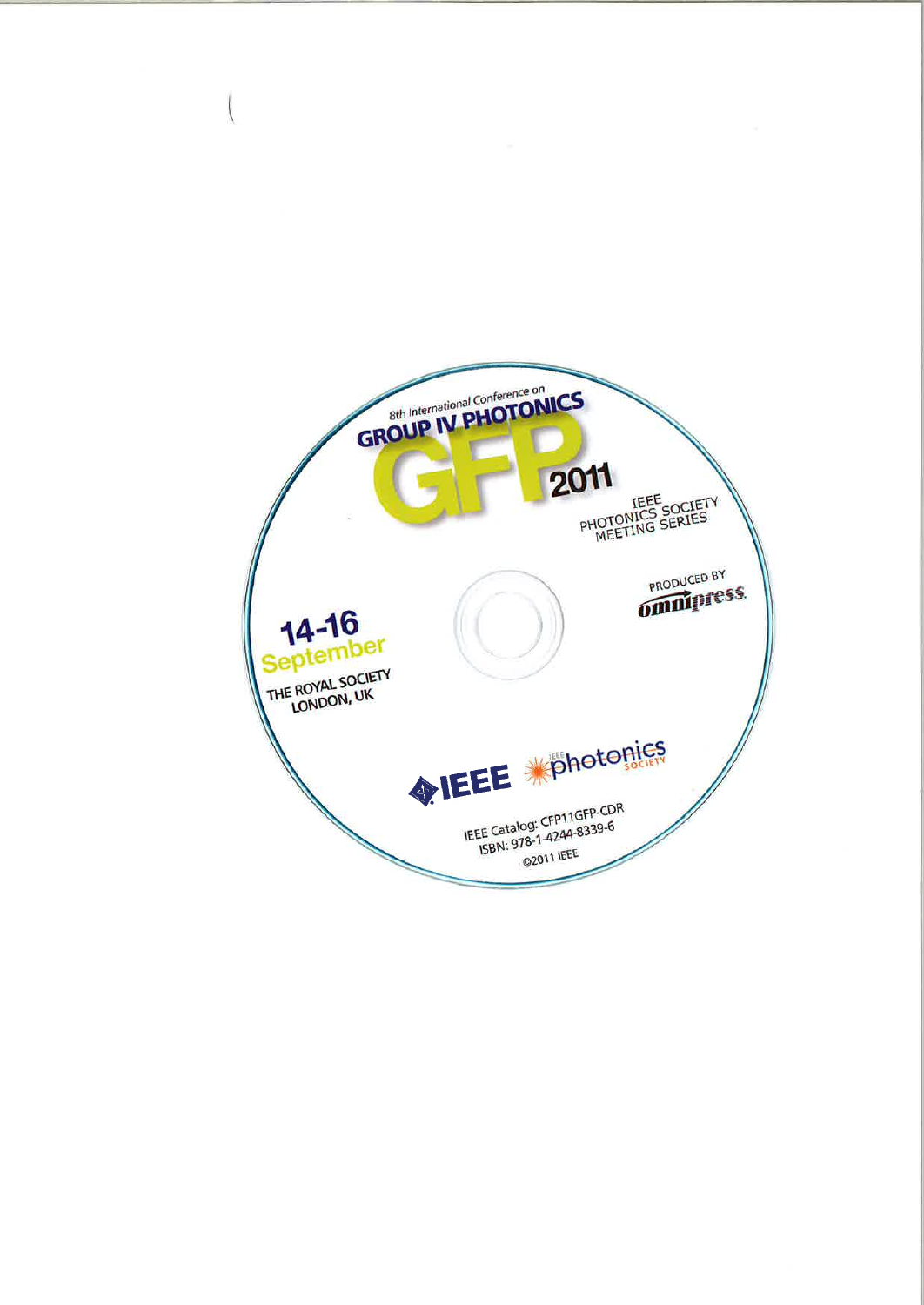8th International Conference on

GROUP IV PHOTONICS

GFP 2011

IEEE PHOTONICS SOCIETY MEETING SERIES

PRODUCED BY omnipress

14-16 September

THE ROYAL SOCIETY LONDON, UK

IEEE photonics SOCIETY

IEEE Catalog: CFP11GFP-CDR

ISBN: 978-1-4244-8339-6

©2011 IEEE